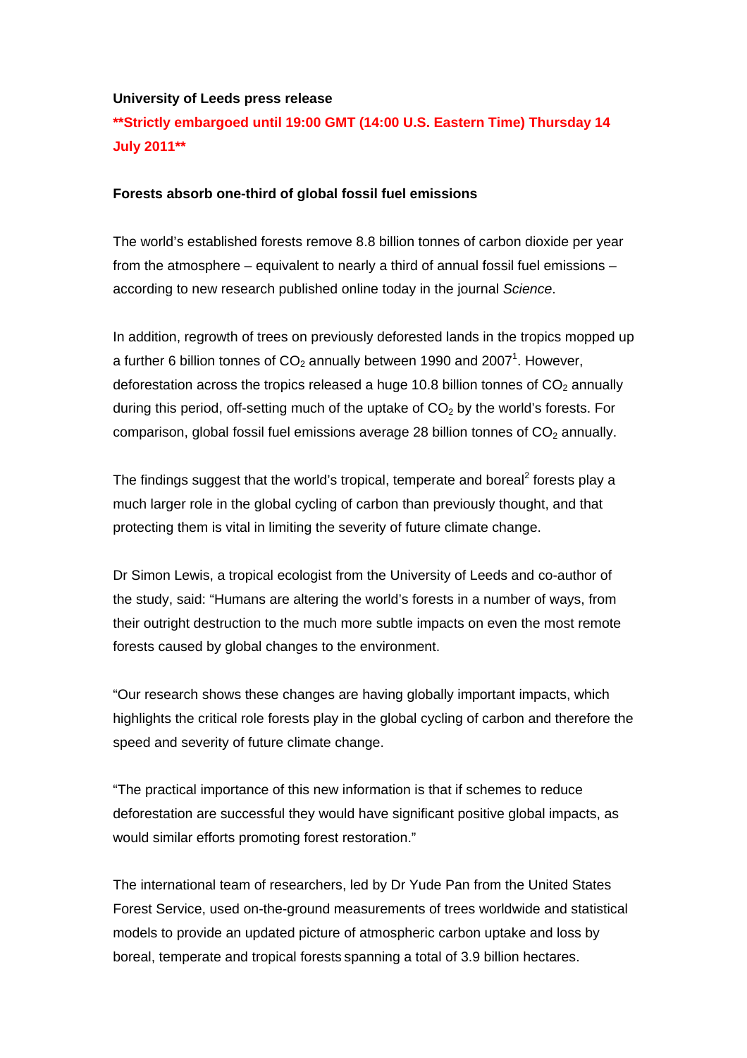**University of Leeds press release**

****Strictly embargoed until 19:00 GMT (14:00 U.S. Eastern Time) Thursday 14 July 2011****

**Forests absorb one-third of global fossil fuel emissions**

The world's established forests remove 8.8 billion tonnes of carbon dioxide per year from the atmosphere – equivalent to nearly a third of annual fossil fuel emissions – according to new research published online today in the journal *Science*.

In addition, regrowth of trees on previously deforested lands in the tropics mopped up a further 6 billion tonnes of $CO_2$ annually between 1990 and 2007[1]. However, deforestation across the tropics released a huge 10.8 billion tonnes of $CO_2$ annually during this period, off-setting much of the uptake of $CO_2$ by the world's forests. For comparison, global fossil fuel emissions average 28 billion tonnes of $CO_2$ annually.

The findings suggest that the world's tropical, temperate and boreal[2] forests play a much larger role in the global cycling of carbon than previously thought, and that protecting them is vital in limiting the severity of future climate change.

Dr Simon Lewis, a tropical ecologist from the University of Leeds and co-author of the study, said: "Humans are altering the world's forests in a number of ways, from their outright destruction to the much more subtle impacts on even the most remote forests caused by global changes to the environment.

"Our research shows these changes are having globally important impacts, which highlights the critical role forests play in the global cycling of carbon and therefore the speed and severity of future climate change.

"The practical importance of this new information is that if schemes to reduce deforestation are successful they would have significant positive global impacts, as would similar efforts promoting forest restoration."

The international team of researchers, led by Dr Yude Pan from the United States Forest Service, used on-the-ground measurements of trees worldwide and statistical models to provide an updated picture of atmospheric carbon uptake and loss by boreal, temperate and tropical forests spanning a total of 3.9 billion hectares.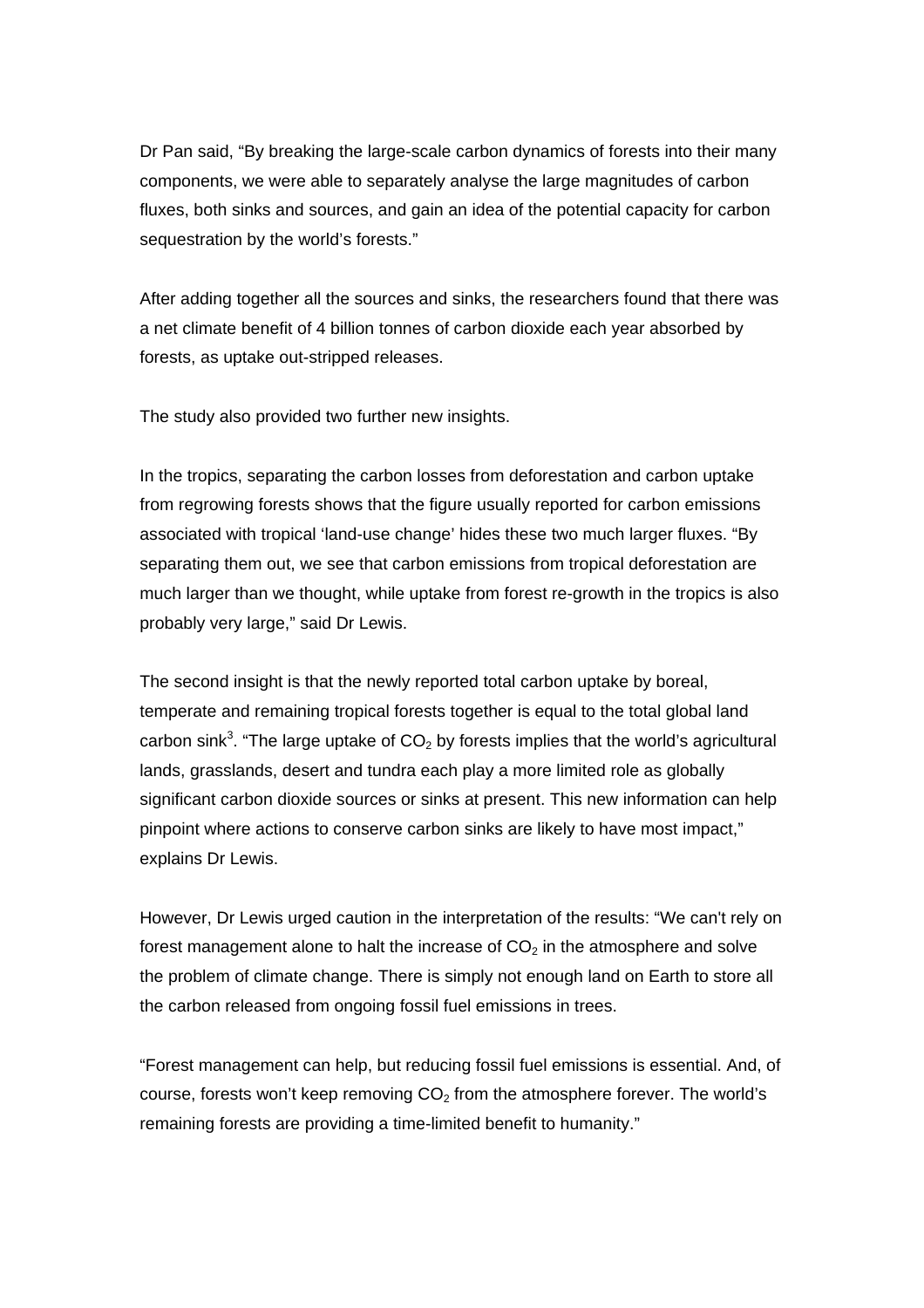Dr Pan said, “By breaking the large-scale carbon dynamics of forests into their many components, we were able to separately analyse the large magnitudes of carbon fluxes, both sinks and sources, and gain an idea of the potential capacity for carbon sequestration by the world’s forests.”

After adding together all the sources and sinks, the researchers found that there was a net climate benefit of 4 billion tonnes of carbon dioxide each year absorbed by forests, as uptake out-stripped releases.

The study also provided two further new insights.

In the tropics, separating the carbon losses from deforestation and carbon uptake from regrowing forests shows that the figure usually reported for carbon emissions associated with tropical ‘land-use change’ hides these two much larger fluxes. “By separating them out, we see that carbon emissions from tropical deforestation are much larger than we thought, while uptake from forest re-growth in the tropics is also probably very large,” said Dr Lewis.

The second insight is that the newly reported total carbon uptake by boreal, temperate and remaining tropical forests together is equal to the total global land carbon sink[3]. “The large uptake of $CO_2$ by forests implies that the world’s agricultural lands, grasslands, desert and tundra each play a more limited role as globally significant carbon dioxide sources or sinks at present. This new information can help pinpoint where actions to conserve carbon sinks are likely to have most impact,” explains Dr Lewis.

However, Dr Lewis urged caution in the interpretation of the results: “We can't rely on forest management alone to halt the increase of $CO_2$ in the atmosphere and solve the problem of climate change. There is simply not enough land on Earth to store all the carbon released from ongoing fossil fuel emissions in trees.

“Forest management can help, but reducing fossil fuel emissions is essential. And, of course, forests won’t keep removing $CO_2$ from the atmosphere forever. The world’s remaining forests are providing a time-limited benefit to humanity.”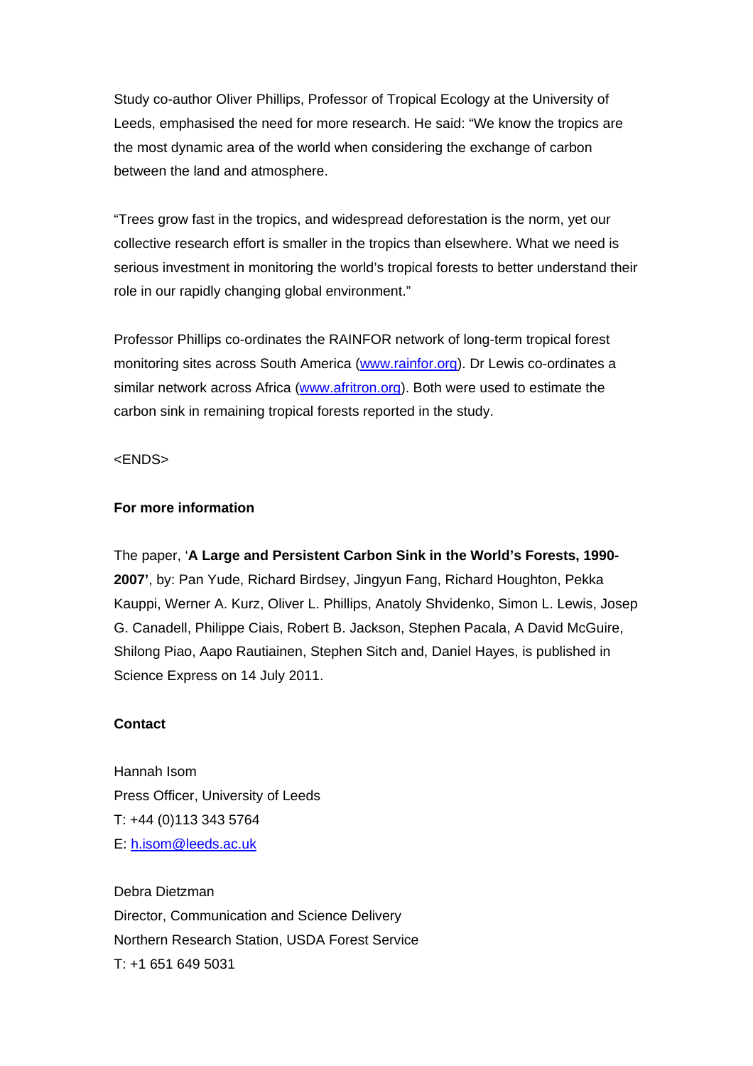Study co-author Oliver Phillips, Professor of Tropical Ecology at the University of Leeds, emphasised the need for more research. He said: "We know the tropics are the most dynamic area of the world when considering the exchange of carbon between the land and atmosphere.

"Trees grow fast in the tropics, and widespread deforestation is the norm, yet our collective research effort is smaller in the tropics than elsewhere. What we need is serious investment in monitoring the world's tropical forests to better understand their role in our rapidly changing global environment."

Professor Phillips co-ordinates the RAINFOR network of long-term tropical forest monitoring sites across South America ([www.rainfor.org](http://www.rainfor.org)). Dr Lewis co-ordinates a similar network across Africa ([www.afritron.org](http://www.afritron.org)). Both were used to estimate the carbon sink in remaining tropical forests reported in the study.

<ENDS>

**For more information**

The paper, '**A Large and Persistent Carbon Sink in the World's Forests, 1990-2007'**, by: Pan Yude, Richard Birdsey, Jingyun Fang, Richard Houghton, Pekka Kauppi, Werner A. Kurz, Oliver L. Phillips, Anatoly Shvidenko, Simon L. Lewis, Josep G. Canadell, Philippe Ciais, Robert B. Jackson, Stephen Pacala, A David McGuire, Shilong Piao, Aapo Rautiainen, Stephen Sitch and, Daniel Hayes, is published in Science Express on 14 July 2011.

**Contact**

Hannah Isom  
Press Officer, University of Leeds  
T: +44 (0)113 343 5764  
E: [h.isom@leeds.ac.uk](mailto:h.isom@leeds.ac.uk)

Debra Dietzman  
Director, Communication and Science Delivery  
Northern Research Station, USDA Forest Service  
T: +1 651 649 5031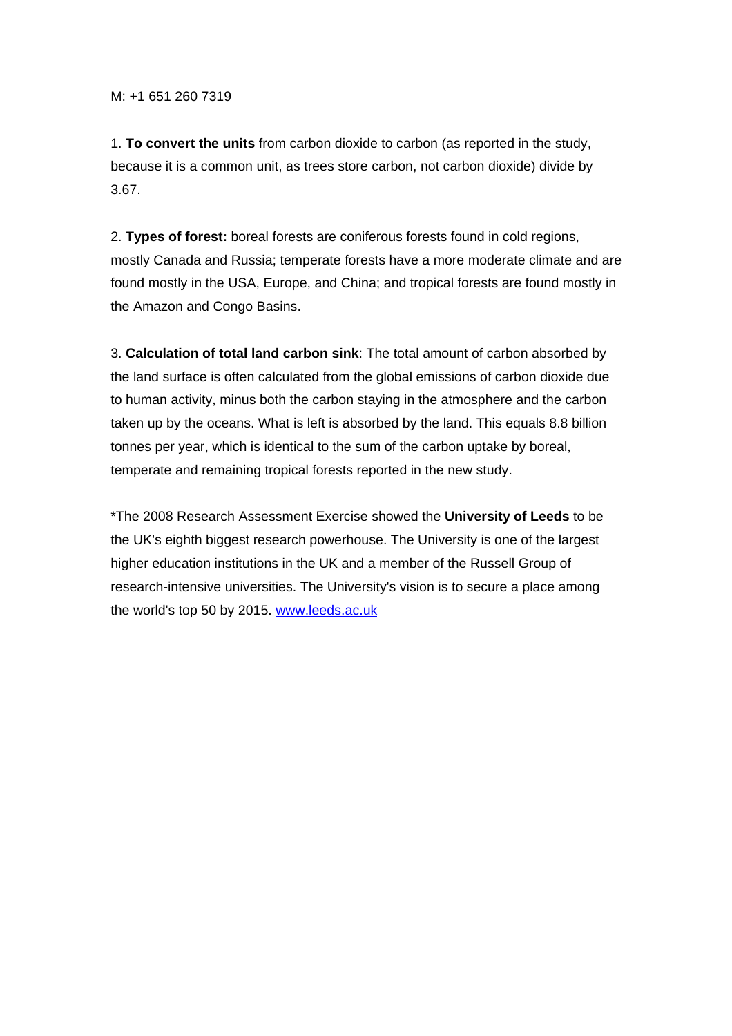M: +1 651 260 7319

1. **To convert the units** from carbon dioxide to carbon (as reported in the study, because it is a common unit, as trees store carbon, not carbon dioxide) divide by 3.67.

2. **Types of forest:** boreal forests are coniferous forests found in cold regions, mostly Canada and Russia; temperate forests have a more moderate climate and are found mostly in the USA, Europe, and China; and tropical forests are found mostly in the Amazon and Congo Basins.

3. **Calculation of total land carbon sink**: The total amount of carbon absorbed by the land surface is often calculated from the global emissions of carbon dioxide due to human activity, minus both the carbon staying in the atmosphere and the carbon taken up by the oceans. What is left is absorbed by the land. This equals 8.8 billion tonnes per year, which is identical to the sum of the carbon uptake by boreal, temperate and remaining tropical forests reported in the new study.

*The 2008 Research Assessment Exercise showed the **University of Leeds** to be the UK's eighth biggest research powerhouse. The University is one of the largest higher education institutions in the UK and a member of the Russell Group of research-intensive universities. The University's vision is to secure a place among the world's top 50 by 2015. [www.leeds.ac.uk](http://www.leeds.ac.uk)